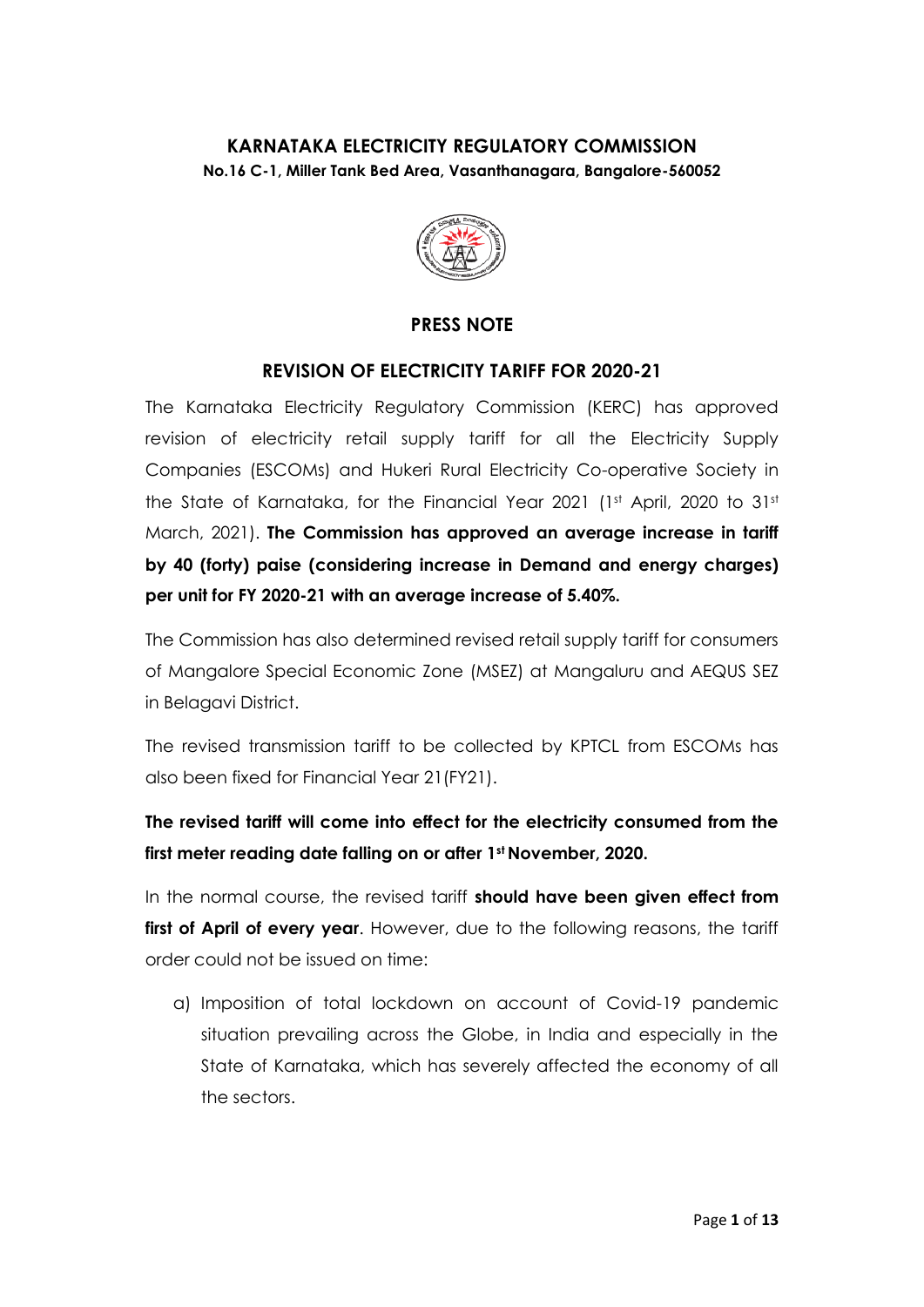# KARNATAKA ELECTRICITY REGULATORY COMMISSION

**No.16 C-1, Miller Tank Bed Area, Vasanthanagara, Bangalore-560052**

## PRESS NOTE

## REVISION OF ELECTRICITY TARIFF FOR 2020-21

The Karnataka Electricity Regulatory Commission (KERC) has approved revision of electricity retail supply tariff for all the Electricity Supply Companies (ESCOMs) and Hukeri Rural Electricity Co-operative Society in the State of Karnataka, for the Financial Year 2021 (1st April, 2020 to 31st March, 2021). **The Commission has approved an average increase in tariff by 40 (forty) paise (considering increase in Demand and energy charges) per unit for FY 2020-21 with an average increase of 5.40%.**

The Commission has also determined revised retail supply tariff for consumers of Mangalore Special Economic Zone (MSEZ) at Mangaluru and AEQUS SEZ in Belagavi District.

The revised transmission tariff to be collected by KPTCL from ESCOMs has also been fixed for Financial Year 21(FY21).

**The revised tariff will come into effect for the electricity consumed from the first meter reading date falling on or after 1st November, 2020.**

In the normal course, the revised tariff **should have been given effect from first of April of every year**. However, due to the following reasons, the tariff order could not be issued on time:

a) Imposition of total lockdown on account of Covid-19 pandemic situation prevailing across the Globe, in India and especially in the State of Karnataka, which has severely affected the economy of all the sectors.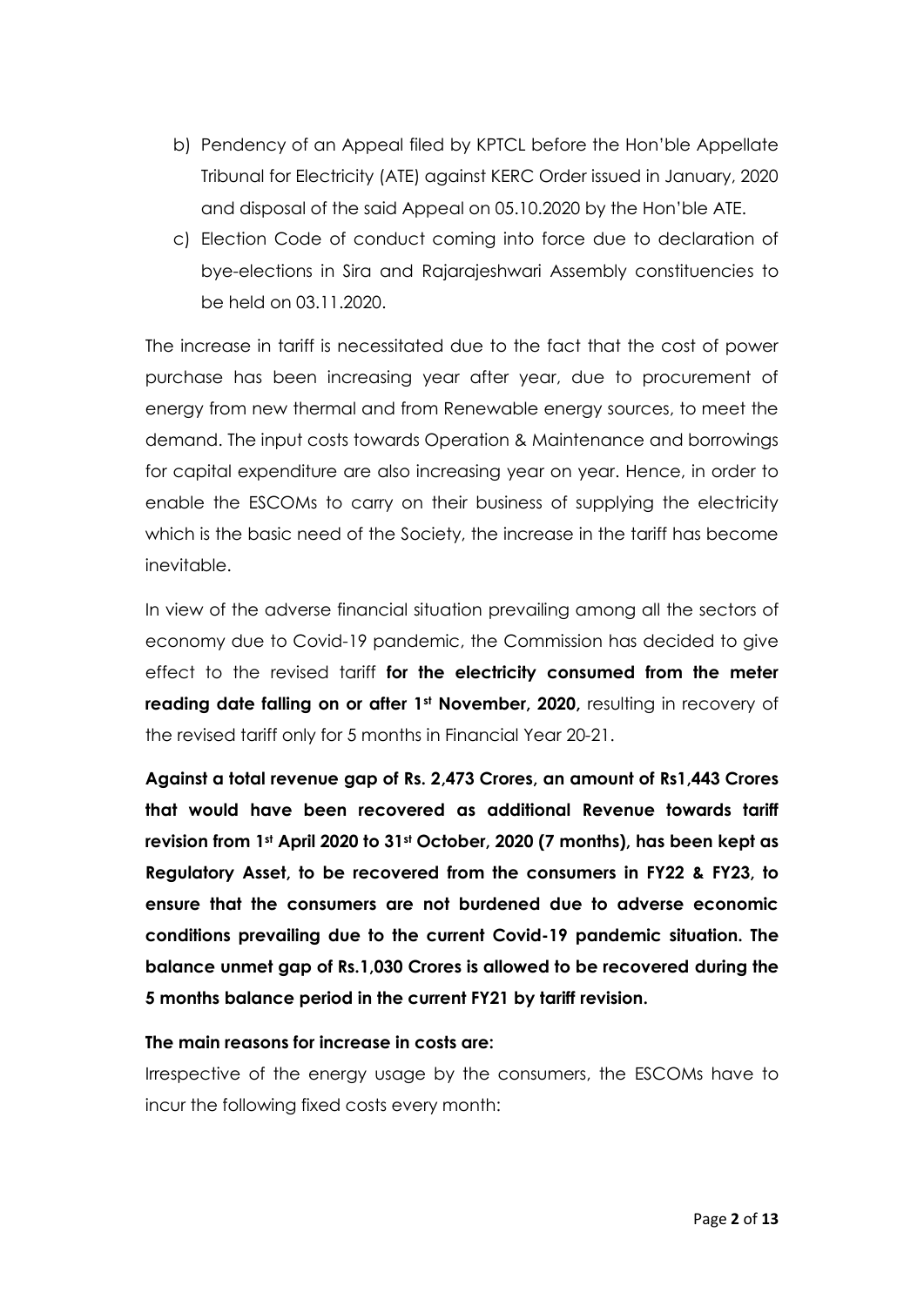b) Pendency of an Appeal filed by KPTCL before the Hon'ble Appellate Tribunal for Electricity (ATE) against KERC Order issued in January, 2020 and disposal of the said Appeal on 05.10.2020 by the Hon'ble ATE.

c) Election Code of conduct coming into force due to declaration of bye-elections in Sira and Rajarajeshwari Assembly constituencies to be held on 03.11.2020.

The increase in tariff is necessitated due to the fact that the cost of power purchase has been increasing year after year, due to procurement of energy from new thermal and from Renewable energy sources, to meet the demand. The input costs towards Operation & Maintenance and borrowings for capital expenditure are also increasing year on year. Hence, in order to enable the ESCOMs to carry on their business of supplying the electricity which is the basic need of the Society, the increase in the tariff has become inevitable.

In view of the adverse financial situation prevailing among all the sectors of economy due to Covid-19 pandemic, the Commission has decided to give effect to the revised tariff **for the electricity consumed from the meter reading date falling on or after 1st November, 2020,** resulting in recovery of the revised tariff only for 5 months in Financial Year 20-21.

**Against a total revenue gap of Rs. 2,473 Crores, an amount of Rs1,443 Crores that would have been recovered as additional Revenue towards tariff revision from 1st April 2020 to 31st October, 2020 (7 months), has been kept as Regulatory Asset, to be recovered from the consumers in FY22 & FY23, to ensure that the consumers are not burdened due to adverse economic conditions prevailing due to the current Covid-19 pandemic situation. The balance unmet gap of Rs.1,030 Crores is allowed to be recovered during the 5 months balance period in the current FY21 by tariff revision.**

**The main reasons for increase in costs are:**

Irrespective of the energy usage by the consumers, the ESCOMs have to incur the following fixed costs every month: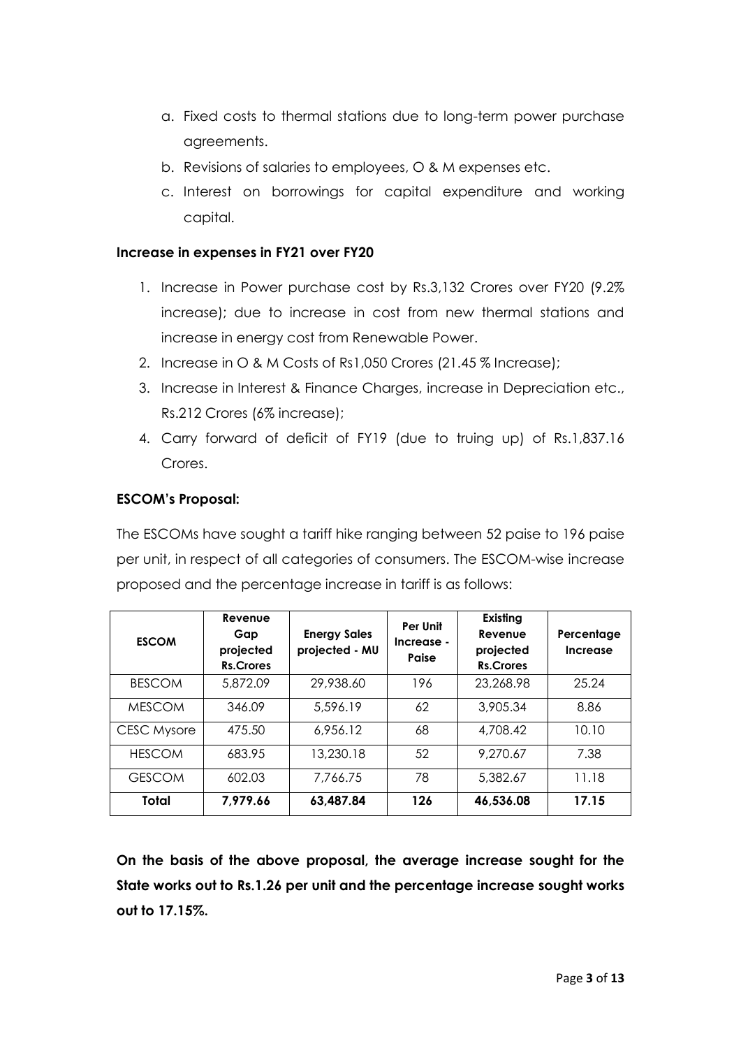a. Fixed costs to thermal stations due to long-term power purchase agreements.
b. Revisions of salaries to employees, O & M expenses etc.
c. Interest on borrowings for capital expenditure and working capital.

**Increase in expenses in FY21 over FY20**

1. Increase in Power purchase cost by Rs.3,132 Crores over FY20 (9.2% increase); due to increase in cost from new thermal stations and increase in energy cost from Renewable Power.
2. Increase in O & M Costs of Rs1,050 Crores (21.45 % Increase);
3. Increase in Interest & Finance Charges, increase in Depreciation etc., Rs.212 Crores (6% increase);
4. Carry forward of deficit of FY19 (due to truing up) of Rs.1,837.16 Crores.

**ESCOM's Proposal:**

The ESCOMs have sought a tariff hike ranging between 52 paise to 196 paise per unit, in respect of all categories of consumers. The ESCOM-wise increase proposed and the percentage increase in tariff is as follows:

| ESCOM | Revenue Gap projected Rs.Crores | Energy Sales projected - MU | Per Unit Increase - Paise | Existing Revenue projected Rs.Crores | Percentage Increase |
|---|---|---|---|---|---|
| BESCOM | 5,872.09 | 29,938.60 | 196 | 23,268.98 | 25.24 |
| MESCOM | 346.09 | 5,596.19 | 62 | 3,905.34 | 8.86 |
| CESC Mysore | 475.50 | 6,956.12 | 68 | 4,708.42 | 10.10 |
| HESCOM | 683.95 | 13,230.18 | 52 | 9,270.67 | 7.38 |
| GESCOM | 602.03 | 7,766.75 | 78 | 5,382.67 | 11.18 |
| **Total** | **7,979.66** | **63,487.84** | **126** | **46,536.08** | **17.15** |

**On the basis of the above proposal, the average increase sought for the State works out to Rs.1.26 per unit and the percentage increase sought works out to 17.15%.**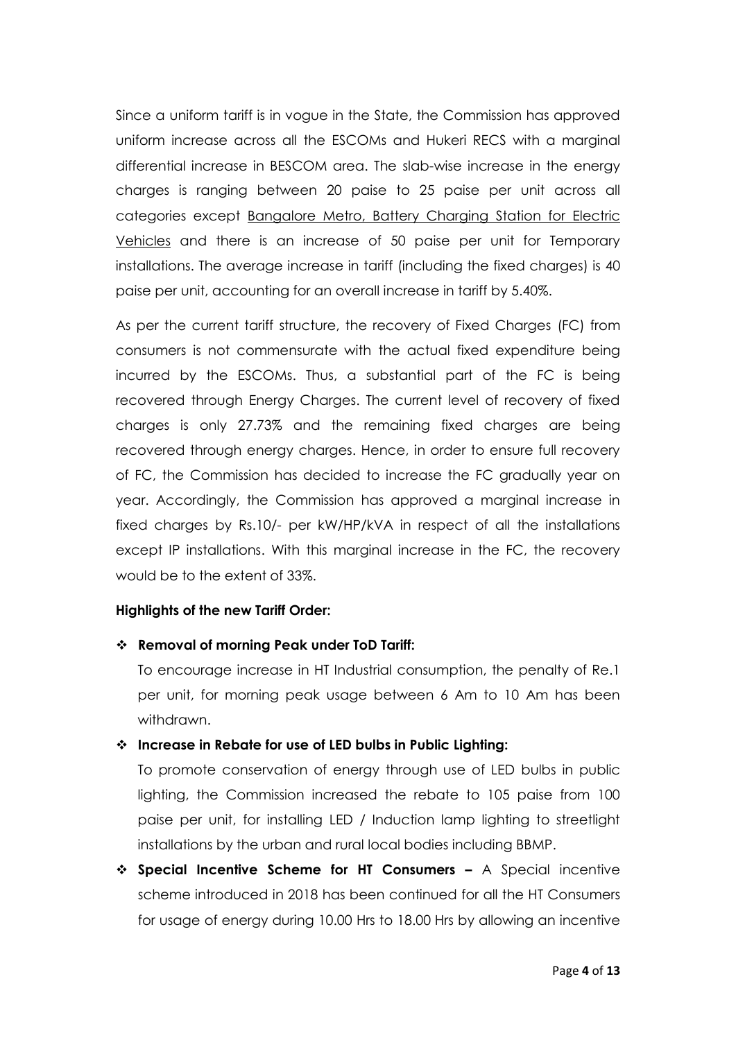Since a uniform tariff is in vogue in the State, the Commission has approved uniform increase across all the ESCOMs and Hukeri RECS with a marginal differential increase in BESCOM area. The slab-wise increase in the energy charges is ranging between 20 paise to 25 paise per unit across all categories except <u>Bangalore Metro, Battery Charging Station for Electric Vehicles</u> and there is an increase of 50 paise per unit for Temporary installations. The average increase in tariff (including the fixed charges) is 40 paise per unit, accounting for an overall increase in tariff by 5.40%.

As per the current tariff structure, the recovery of Fixed Charges (FC) from consumers is not commensurate with the actual fixed expenditure being incurred by the ESCOMs. Thus, a substantial part of the FC is being recovered through Energy Charges. The current level of recovery of fixed charges is only 27.73% and the remaining fixed charges are being recovered through energy charges. Hence, in order to ensure full recovery of FC, the Commission has decided to increase the FC gradually year on year. Accordingly, the Commission has approved a marginal increase in fixed charges by Rs.10/- per kW/HP/kVA in respect of all the installations except IP installations. With this marginal increase in the FC, the recovery would be to the extent of 33%.

**Highlights of the new Tariff Order:**

- **Removal of morning Peak under ToD Tariff:**

  To encourage increase in HT Industrial consumption, the penalty of Re.1 per unit, for morning peak usage between 6 Am to 10 Am has been withdrawn.

- **Increase in Rebate for use of LED bulbs in Public Lighting:**

  To promote conservation of energy through use of LED bulbs in public lighting, the Commission increased the rebate to 105 paise from 100 paise per unit, for installing LED / Induction lamp lighting to streetlight installations by the urban and rural local bodies including BBMP.

- **Special Incentive Scheme for HT Consumers –** A Special incentive scheme introduced in 2018 has been continued for all the HT Consumers for usage of energy during 10.00 Hrs to 18.00 Hrs by allowing an incentive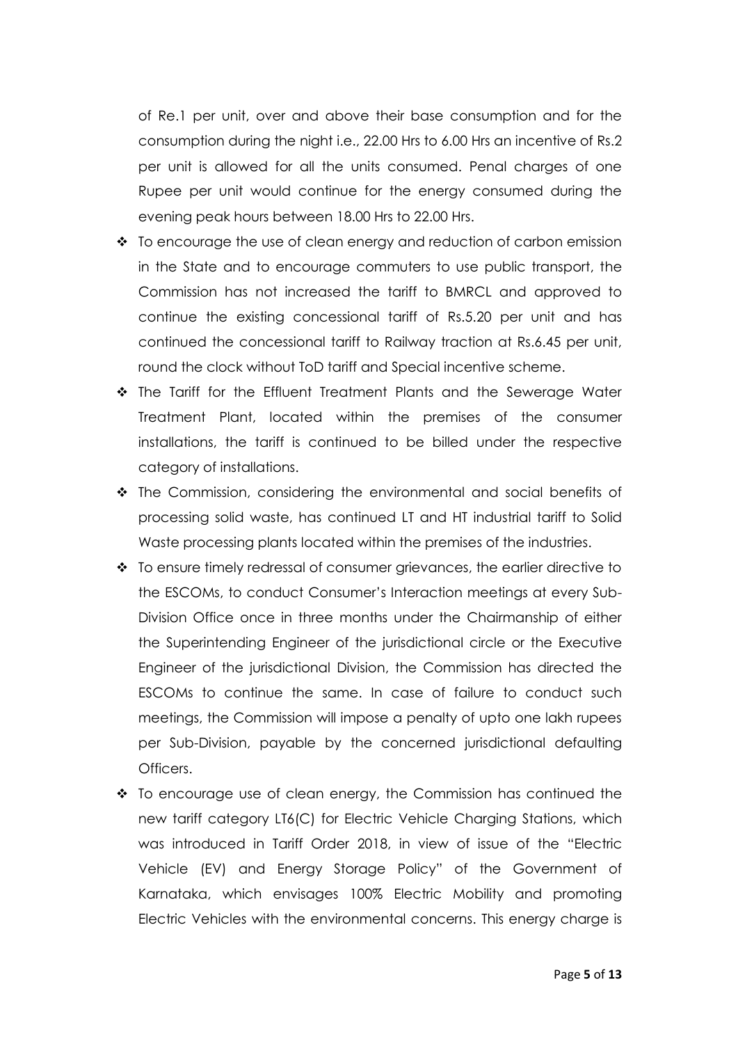of Re.1 per unit, over and above their base consumption and for the consumption during the night i.e., 22.00 Hrs to 6.00 Hrs an incentive of Rs.2 per unit is allowed for all the units consumed. Penal charges of one Rupee per unit would continue for the energy consumed during the evening peak hours between 18.00 Hrs to 22.00 Hrs.

- To encourage the use of clean energy and reduction of carbon emission in the State and to encourage commuters to use public transport, the Commission has not increased the tariff to BMRCL and approved to continue the existing concessional tariff of Rs.5.20 per unit and has continued the concessional tariff to Railway traction at Rs.6.45 per unit, round the clock without ToD tariff and Special incentive scheme.
- The Tariff for the Effluent Treatment Plants and the Sewerage Water Treatment Plant, located within the premises of the consumer installations, the tariff is continued to be billed under the respective category of installations.
- The Commission, considering the environmental and social benefits of processing solid waste, has continued LT and HT industrial tariff to Solid Waste processing plants located within the premises of the industries.
- To ensure timely redressal of consumer grievances, the earlier directive to the ESCOMs, to conduct Consumer's Interaction meetings at every Sub-Division Office once in three months under the Chairmanship of either the Superintending Engineer of the jurisdictional circle or the Executive Engineer of the jurisdictional Division, the Commission has directed the ESCOMs to continue the same. In case of failure to conduct such meetings, the Commission will impose a penalty of upto one lakh rupees per Sub-Division, payable by the concerned jurisdictional defaulting Officers.
- To encourage use of clean energy, the Commission has continued the new tariff category LT6(C) for Electric Vehicle Charging Stations, which was introduced in Tariff Order 2018, in view of issue of the "Electric Vehicle (EV) and Energy Storage Policy" of the Government of Karnataka, which envisages 100% Electric Mobility and promoting Electric Vehicles with the environmental concerns. This energy charge is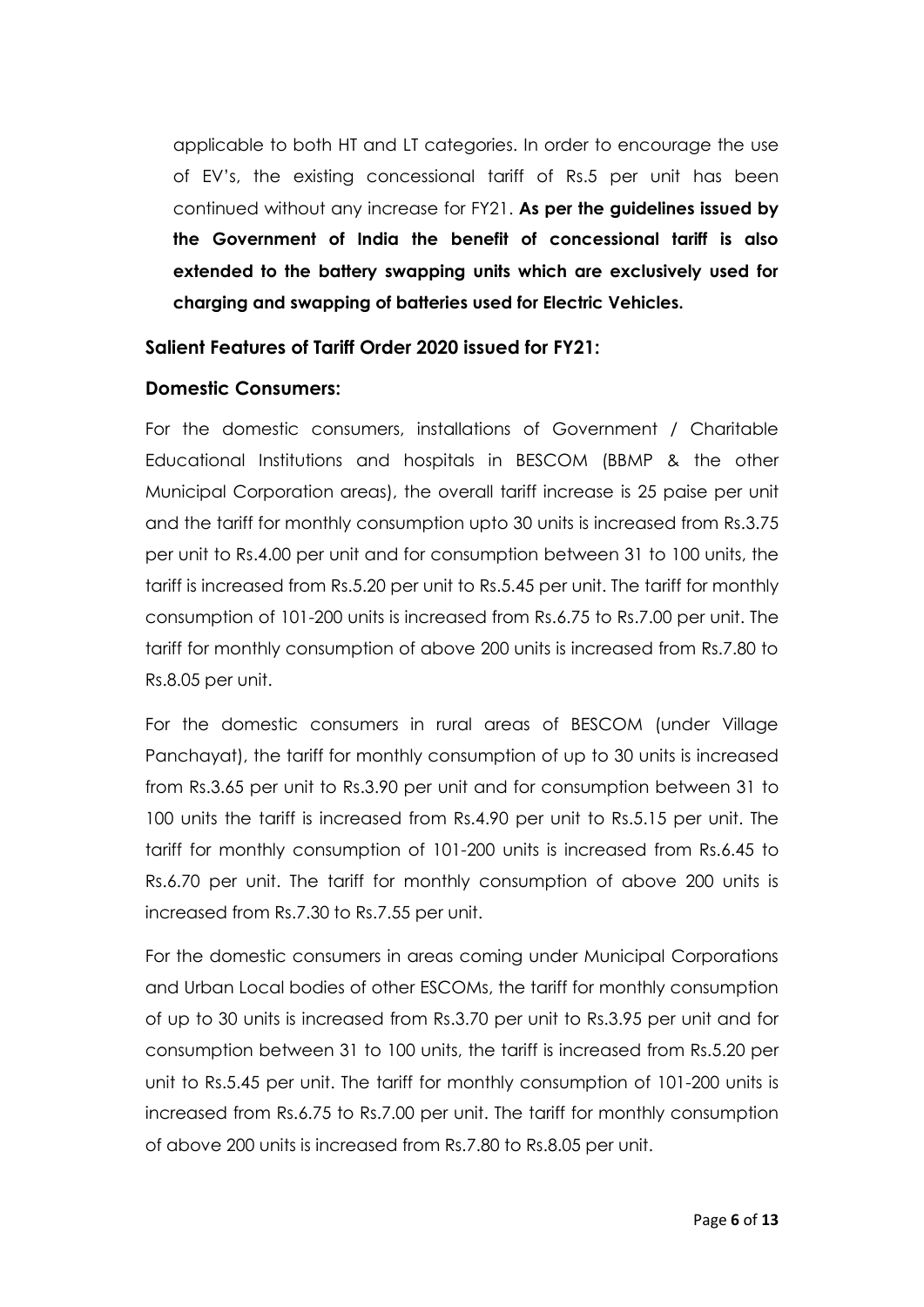applicable to both HT and LT categories. In order to encourage the use of EV's, the existing concessional tariff of Rs.5 per unit has been continued without any increase for FY21. **As per the guidelines issued by the Government of India the benefit of concessional tariff is also extended to the battery swapping units which are exclusively used for charging and swapping of batteries used for Electric Vehicles.**

### Salient Features of Tariff Order 2020 issued for FY21:

### Domestic Consumers:

For the domestic consumers, installations of Government / Charitable Educational Institutions and hospitals in BESCOM (BBMP & the other Municipal Corporation areas), the overall tariff increase is 25 paise per unit and the tariff for monthly consumption upto 30 units is increased from Rs.3.75 per unit to Rs.4.00 per unit and for consumption between 31 to 100 units, the tariff is increased from Rs.5.20 per unit to Rs.5.45 per unit. The tariff for monthly consumption of 101-200 units is increased from Rs.6.75 to Rs.7.00 per unit. The tariff for monthly consumption of above 200 units is increased from Rs.7.80 to Rs.8.05 per unit.

For the domestic consumers in rural areas of BESCOM (under Village Panchayat), the tariff for monthly consumption of up to 30 units is increased from Rs.3.65 per unit to Rs.3.90 per unit and for consumption between 31 to 100 units the tariff is increased from Rs.4.90 per unit to Rs.5.15 per unit. The tariff for monthly consumption of 101-200 units is increased from Rs.6.45 to Rs.6.70 per unit. The tariff for monthly consumption of above 200 units is increased from Rs.7.30 to Rs.7.55 per unit.

For the domestic consumers in areas coming under Municipal Corporations and Urban Local bodies of other ESCOMs, the tariff for monthly consumption of up to 30 units is increased from Rs.3.70 per unit to Rs.3.95 per unit and for consumption between 31 to 100 units, the tariff is increased from Rs.5.20 per unit to Rs.5.45 per unit. The tariff for monthly consumption of 101-200 units is increased from Rs.6.75 to Rs.7.00 per unit. The tariff for monthly consumption of above 200 units is increased from Rs.7.80 to Rs.8.05 per unit.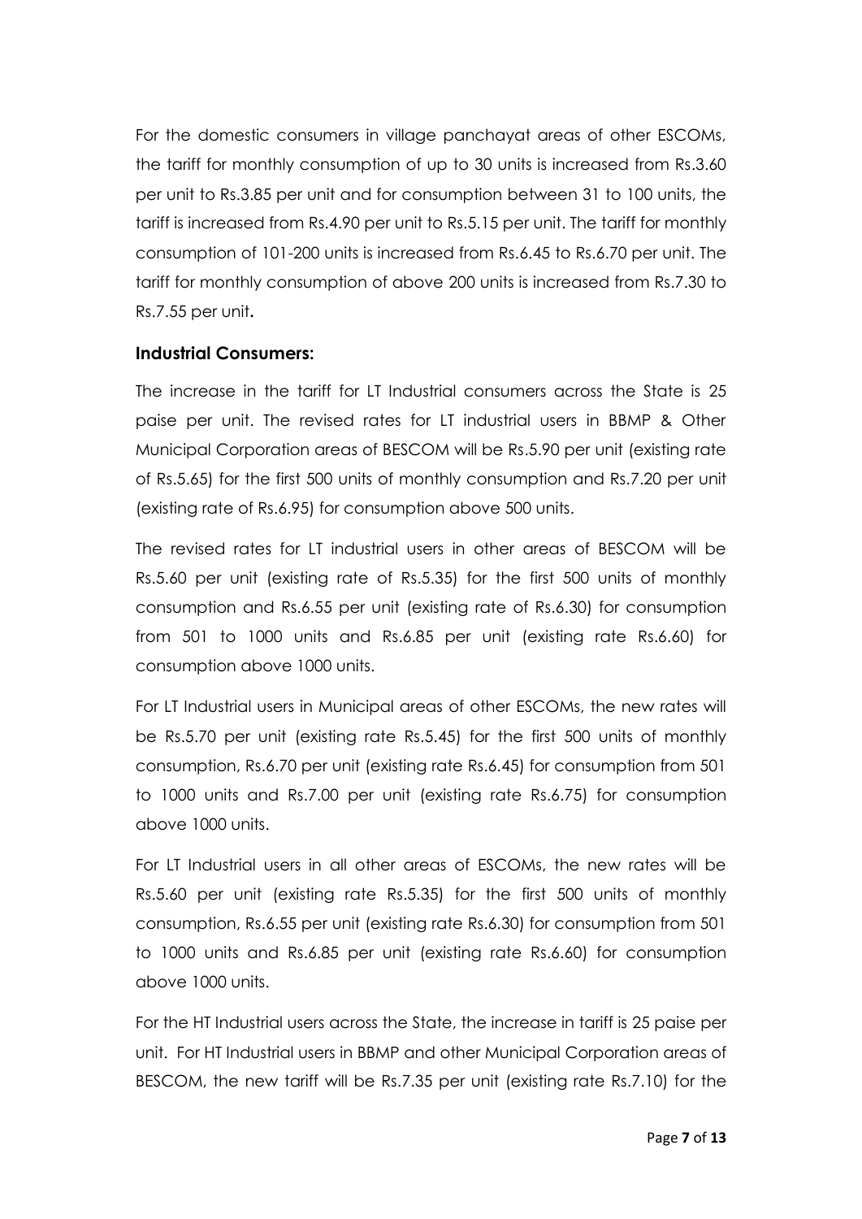For the domestic consumers in village panchayat areas of other ESCOMs, the tariff for monthly consumption of up to 30 units is increased from Rs.3.60 per unit to Rs.3.85 per unit and for consumption between 31 to 100 units, the tariff is increased from Rs.4.90 per unit to Rs.5.15 per unit. The tariff for monthly consumption of 101-200 units is increased from Rs.6.45 to Rs.6.70 per unit. The tariff for monthly consumption of above 200 units is increased from Rs.7.30 to Rs.7.55 per unit**.**

### Industrial Consumers:

The increase in the tariff for LT Industrial consumers across the State is 25 paise per unit. The revised rates for LT industrial users in BBMP & Other Municipal Corporation areas of BESCOM will be Rs.5.90 per unit (existing rate of Rs.5.65) for the first 500 units of monthly consumption and Rs.7.20 per unit (existing rate of Rs.6.95) for consumption above 500 units.

The revised rates for LT industrial users in other areas of BESCOM will be Rs.5.60 per unit (existing rate of Rs.5.35) for the first 500 units of monthly consumption and Rs.6.55 per unit (existing rate of Rs.6.30) for consumption from 501 to 1000 units and Rs.6.85 per unit (existing rate Rs.6.60) for consumption above 1000 units.

For LT Industrial users in Municipal areas of other ESCOMs, the new rates will be Rs.5.70 per unit (existing rate Rs.5.45) for the first 500 units of monthly consumption, Rs.6.70 per unit (existing rate Rs.6.45) for consumption from 501 to 1000 units and Rs.7.00 per unit (existing rate Rs.6.75) for consumption above 1000 units.

For LT Industrial users in all other areas of ESCOMs, the new rates will be Rs.5.60 per unit (existing rate Rs.5.35) for the first 500 units of monthly consumption, Rs.6.55 per unit (existing rate Rs.6.30) for consumption from 501 to 1000 units and Rs.6.85 per unit (existing rate Rs.6.60) for consumption above 1000 units.

For the HT Industrial users across the State, the increase in tariff is 25 paise per unit. For HT Industrial users in BBMP and other Municipal Corporation areas of BESCOM, the new tariff will be Rs.7.35 per unit (existing rate Rs.7.10) for the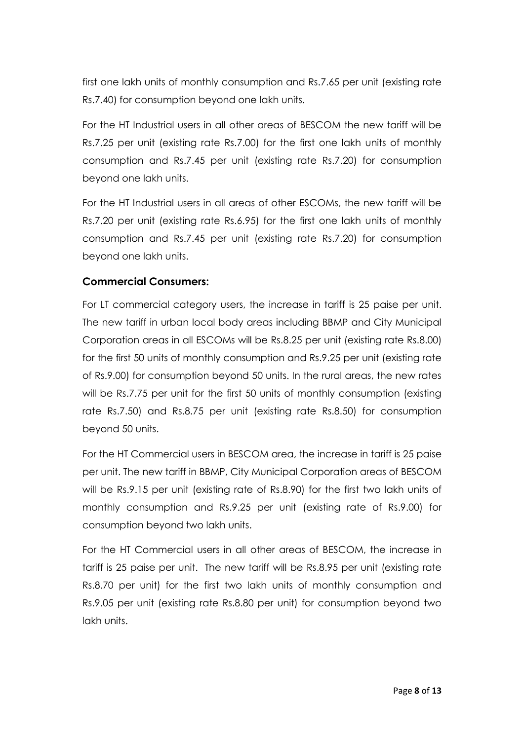first one lakh units of monthly consumption and Rs.7.65 per unit (existing rate Rs.7.40) for consumption beyond one lakh units.

For the HT Industrial users in all other areas of BESCOM the new tariff will be Rs.7.25 per unit (existing rate Rs.7.00) for the first one lakh units of monthly consumption and Rs.7.45 per unit (existing rate Rs.7.20) for consumption beyond one lakh units.

For the HT Industrial users in all areas of other ESCOMs, the new tariff will be Rs.7.20 per unit (existing rate Rs.6.95) for the first one lakh units of monthly consumption and Rs.7.45 per unit (existing rate Rs.7.20) for consumption beyond one lakh units.

### Commercial Consumers:

For LT commercial category users, the increase in tariff is 25 paise per unit. The new tariff in urban local body areas including BBMP and City Municipal Corporation areas in all ESCOMs will be Rs.8.25 per unit (existing rate Rs.8.00) for the first 50 units of monthly consumption and Rs.9.25 per unit (existing rate of Rs.9.00) for consumption beyond 50 units. In the rural areas, the new rates will be Rs.7.75 per unit for the first 50 units of monthly consumption (existing rate Rs.7.50) and Rs.8.75 per unit (existing rate Rs.8.50) for consumption beyond 50 units.

For the HT Commercial users in BESCOM area, the increase in tariff is 25 paise per unit. The new tariff in BBMP, City Municipal Corporation areas of BESCOM will be Rs.9.15 per unit (existing rate of Rs.8.90) for the first two lakh units of monthly consumption and Rs.9.25 per unit (existing rate of Rs.9.00) for consumption beyond two lakh units.

For the HT Commercial users in all other areas of BESCOM, the increase in tariff is 25 paise per unit. The new tariff will be Rs.8.95 per unit (existing rate Rs.8.70 per unit) for the first two lakh units of monthly consumption and Rs.9.05 per unit (existing rate Rs.8.80 per unit) for consumption beyond two lakh units.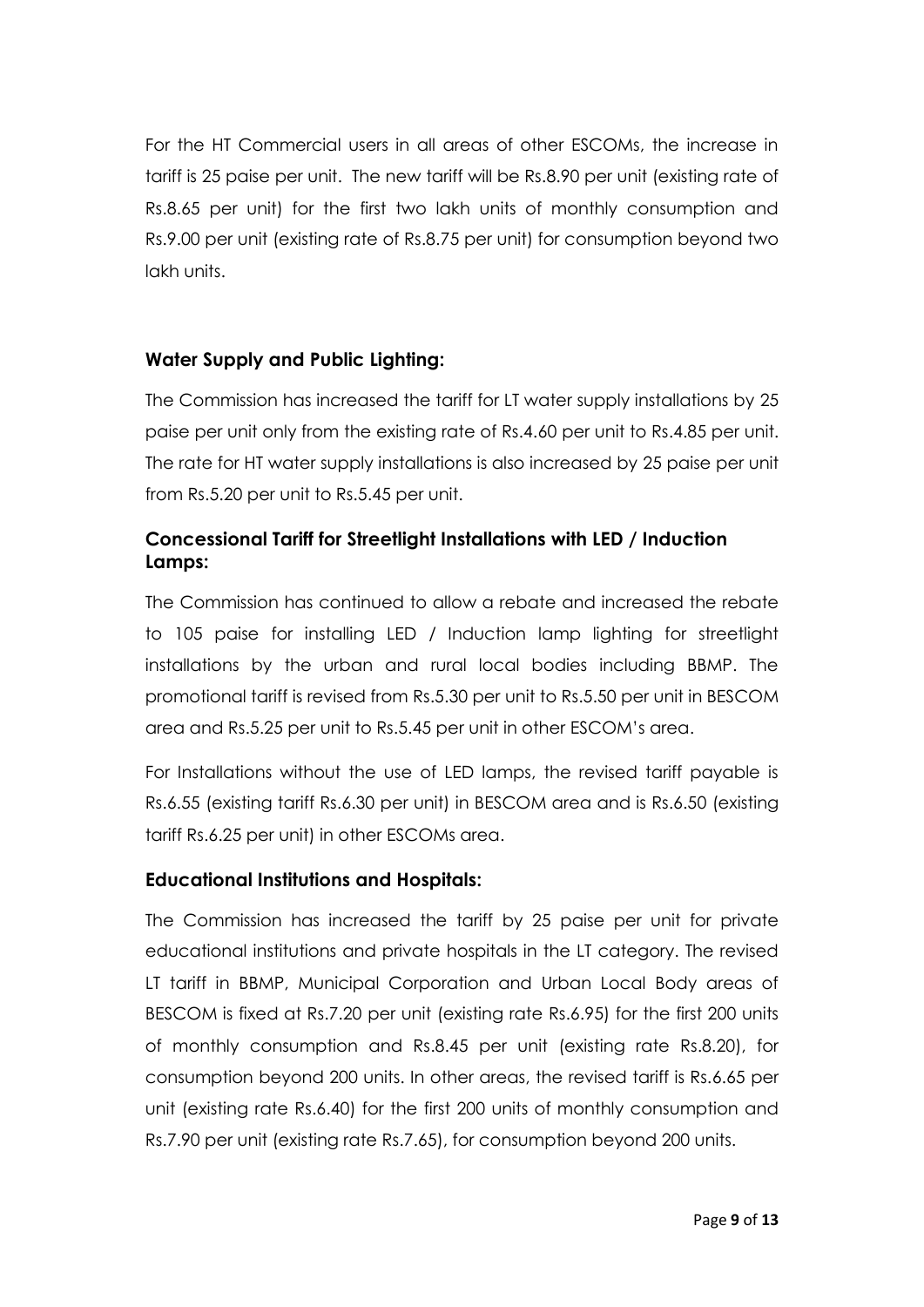For the HT Commercial users in all areas of other ESCOMs, the increase in tariff is 25 paise per unit. The new tariff will be Rs.8.90 per unit (existing rate of Rs.8.65 per unit) for the first two lakh units of monthly consumption and Rs.9.00 per unit (existing rate of Rs.8.75 per unit) for consumption beyond two lakh units.

### Water Supply and Public Lighting:

The Commission has increased the tariff for LT water supply installations by 25 paise per unit only from the existing rate of Rs.4.60 per unit to Rs.4.85 per unit. The rate for HT water supply installations is also increased by 25 paise per unit from Rs.5.20 per unit to Rs.5.45 per unit.

### Concessional Tariff for Streetlight Installations with LED / Induction Lamps:

The Commission has continued to allow a rebate and increased the rebate to 105 paise for installing LED / Induction lamp lighting for streetlight installations by the urban and rural local bodies including BBMP. The promotional tariff is revised from Rs.5.30 per unit to Rs.5.50 per unit in BESCOM area and Rs.5.25 per unit to Rs.5.45 per unit in other ESCOM's area.

For Installations without the use of LED lamps, the revised tariff payable is Rs.6.55 (existing tariff Rs.6.30 per unit) in BESCOM area and is Rs.6.50 (existing tariff Rs.6.25 per unit) in other ESCOMs area.

### Educational Institutions and Hospitals:

The Commission has increased the tariff by 25 paise per unit for private educational institutions and private hospitals in the LT category. The revised LT tariff in BBMP, Municipal Corporation and Urban Local Body areas of BESCOM is fixed at Rs.7.20 per unit (existing rate Rs.6.95) for the first 200 units of monthly consumption and Rs.8.45 per unit (existing rate Rs.8.20), for consumption beyond 200 units. In other areas, the revised tariff is Rs.6.65 per unit (existing rate Rs.6.40) for the first 200 units of monthly consumption and Rs.7.90 per unit (existing rate Rs.7.65), for consumption beyond 200 units.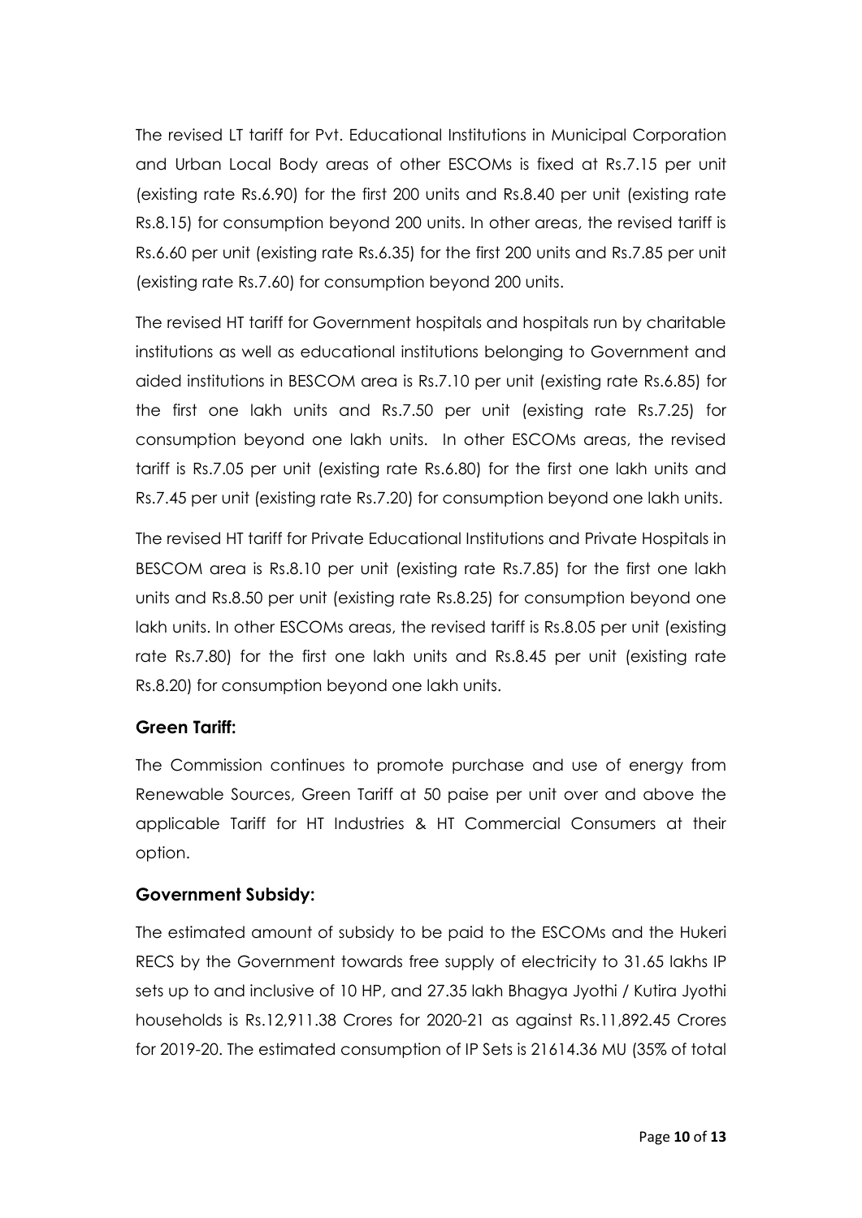The revised LT tariff for Pvt. Educational Institutions in Municipal Corporation and Urban Local Body areas of other ESCOMs is fixed at Rs.7.15 per unit (existing rate Rs.6.90) for the first 200 units and Rs.8.40 per unit (existing rate Rs.8.15) for consumption beyond 200 units. In other areas, the revised tariff is Rs.6.60 per unit (existing rate Rs.6.35) for the first 200 units and Rs.7.85 per unit (existing rate Rs.7.60) for consumption beyond 200 units.

The revised HT tariff for Government hospitals and hospitals run by charitable institutions as well as educational institutions belonging to Government and aided institutions in BESCOM area is Rs.7.10 per unit (existing rate Rs.6.85) for the first one lakh units and Rs.7.50 per unit (existing rate Rs.7.25) for consumption beyond one lakh units. In other ESCOMs areas, the revised tariff is Rs.7.05 per unit (existing rate Rs.6.80) for the first one lakh units and Rs.7.45 per unit (existing rate Rs.7.20) for consumption beyond one lakh units.

The revised HT tariff for Private Educational Institutions and Private Hospitals in BESCOM area is Rs.8.10 per unit (existing rate Rs.7.85) for the first one lakh units and Rs.8.50 per unit (existing rate Rs.8.25) for consumption beyond one lakh units. In other ESCOMs areas, the revised tariff is Rs.8.05 per unit (existing rate Rs.7.80) for the first one lakh units and Rs.8.45 per unit (existing rate Rs.8.20) for consumption beyond one lakh units.

### Green Tariff:

The Commission continues to promote purchase and use of energy from Renewable Sources, Green Tariff at 50 paise per unit over and above the applicable Tariff for HT Industries & HT Commercial Consumers at their option.

### Government Subsidy:

The estimated amount of subsidy to be paid to the ESCOMs and the Hukeri RECS by the Government towards free supply of electricity to 31.65 lakhs IP sets up to and inclusive of 10 HP, and 27.35 lakh Bhagya Jyothi / Kutira Jyothi households is Rs.12,911.38 Crores for 2020-21 as against Rs.11,892.45 Crores for 2019-20. The estimated consumption of IP Sets is 21614.36 MU (35% of total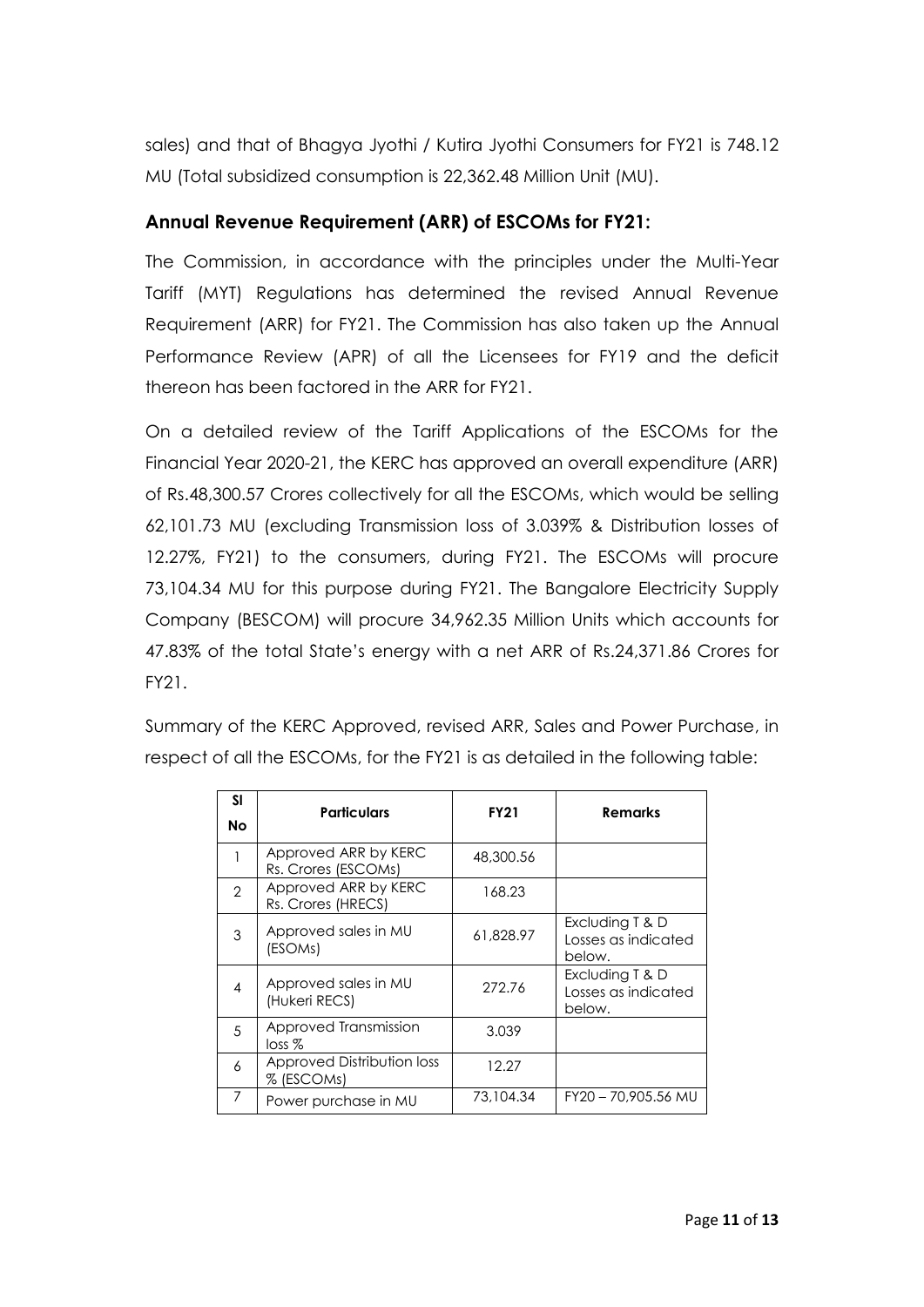sales) and that of Bhagya Jyothi / Kutira Jyothi Consumers for FY21 is 748.12 MU (Total subsidized consumption is 22,362.48 Million Unit (MU).

### Annual Revenue Requirement (ARR) of ESCOMs for FY21:

The Commission, in accordance with the principles under the Multi-Year Tariff (MYT) Regulations has determined the revised Annual Revenue Requirement (ARR) for FY21. The Commission has also taken up the Annual Performance Review (APR) of all the Licensees for FY19 and the deficit thereon has been factored in the ARR for FY21.

On a detailed review of the Tariff Applications of the ESCOMs for the Financial Year 2020-21, the KERC has approved an overall expenditure (ARR) of Rs.48,300.57 Crores collectively for all the ESCOMs, which would be selling 62,101.73 MU (excluding Transmission loss of 3.039% & Distribution losses of 12.27%, FY21) to the consumers, during FY21. The ESCOMs will procure 73,104.34 MU for this purpose during FY21. The Bangalore Electricity Supply Company (BESCOM) will procure 34,962.35 Million Units which accounts for 47.83% of the total State's energy with a net ARR of Rs.24,371.86 Crores for FY21.

Summary of the KERC Approved, revised ARR, Sales and Power Purchase, in respect of all the ESCOMs, for the FY21 is as detailed in the following table:

| Sl No | Particulars | FY21 | Remarks |
|---|---|---|---|
| 1 | Approved ARR by KERC Rs. Crores (ESCOMs) | 48,300.56 | |
| 2 | Approved ARR by KERC Rs. Crores (HRECS) | 168.23 | |
| 3 | Approved sales in MU (ESOMs) | 61,828.97 | Excluding T & D Losses as indicated below. |
| 4 | Approved sales in MU (Hukeri RECS) | 272.76 | Excluding T & D Losses as indicated below. |
| 5 | Approved Transmission loss % | 3.039 | |
| 6 | Approved Distribution loss % (ESCOMs) | 12.27 | |
| 7 | Power purchase in MU | 73,104.34 | FY20 – 70,905.56 MU |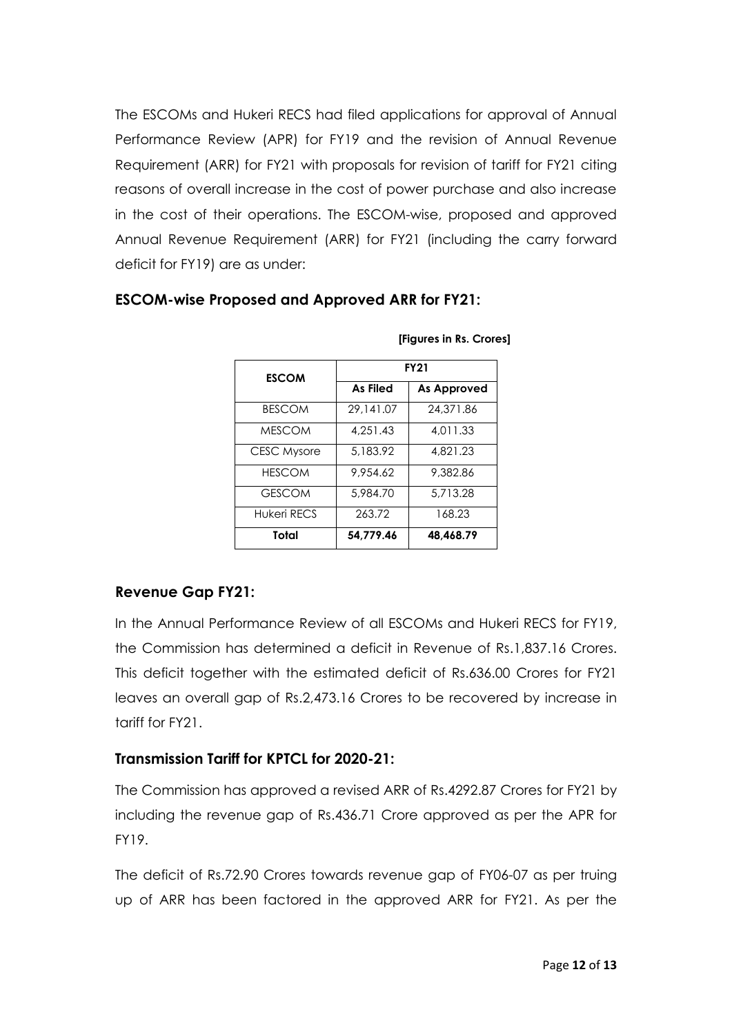The ESCOMs and Hukeri RECS had filed applications for approval of Annual Performance Review (APR) for FY19 and the revision of Annual Revenue Requirement (ARR) for FY21 with proposals for revision of tariff for FY21 citing reasons of overall increase in the cost of power purchase and also increase in the cost of their operations. The ESCOM-wise, proposed and approved Annual Revenue Requirement (ARR) for FY21 (including the carry forward deficit for FY19) are as under:

## ESCOM-wise Proposed and Approved ARR for FY21:

**[Figures in Rs. Crores]**

| ESCOM | FY21 | |
|---|---|---|
| | **As Filed** | **As Approved** |
| BESCOM | 29,141.07 | 24,371.86 |
| MESCOM | 4,251.43 | 4,011.33 |
| CESC Mysore | 5,183.92 | 4,821.23 |
| HESCOM | 9,954.62 | 9,382.86 |
| GESCOM | 5,984.70 | 5,713.28 |
| Hukeri RECS | 263.72 | 168.23 |
| **Total** | **54,779.46** | **48,468.79** |

## Revenue Gap FY21:

In the Annual Performance Review of all ESCOMs and Hukeri RECS for FY19, the Commission has determined a deficit in Revenue of Rs.1,837.16 Crores. This deficit together with the estimated deficit of Rs.636.00 Crores for FY21 leaves an overall gap of Rs.2,473.16 Crores to be recovered by increase in tariff for FY21.

## Transmission Tariff for KPTCL for 2020-21:

The Commission has approved a revised ARR of Rs.4292.87 Crores for FY21 by including the revenue gap of Rs.436.71 Crore approved as per the APR for FY19.

The deficit of Rs.72.90 Crores towards revenue gap of FY06-07 as per truing up of ARR has been factored in the approved ARR for FY21. As per the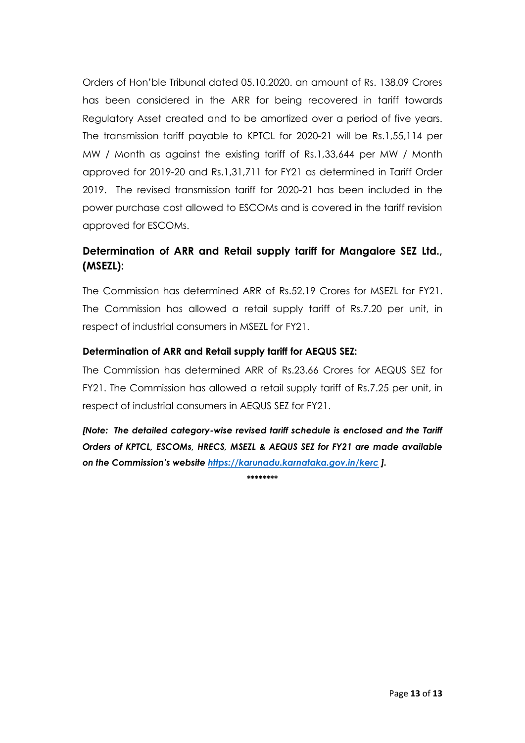Orders of Hon'ble Tribunal dated 05.10.2020. an amount of Rs. 138.09 Crores has been considered in the ARR for being recovered in tariff towards Regulatory Asset created and to be amortized over a period of five years. The transmission tariff payable to KPTCL for 2020-21 will be Rs.1,55,114 per MW / Month as against the existing tariff of Rs.1,33,644 per MW / Month approved for 2019-20 and Rs.1,31,711 for FY21 as determined in Tariff Order 2019. The revised transmission tariff for 2020-21 has been included in the power purchase cost allowed to ESCOMs and is covered in the tariff revision approved for ESCOMs.

## Determination of ARR and Retail supply tariff for Mangalore SEZ Ltd., (MSEZL):

The Commission has determined ARR of Rs.52.19 Crores for MSEZL for FY21. The Commission has allowed a retail supply tariff of Rs.7.20 per unit, in respect of industrial consumers in MSEZL for FY21.

### Determination of ARR and Retail supply tariff for AEQUS SEZ:

The Commission has determined ARR of Rs.23.66 Crores for AEQUS SEZ for FY21. The Commission has allowed a retail supply tariff of Rs.7.25 per unit, in respect of industrial consumers in AEQUS SEZ for FY21.

***[Note: The detailed category-wise revised tariff schedule is enclosed and the Tariff Orders of KPTCL, ESCOMs, HRECS, MSEZL & AEQUS SEZ for FY21 are made available on the Commission's website https://karunadu.karnataka.gov.in/kerc ].***

********